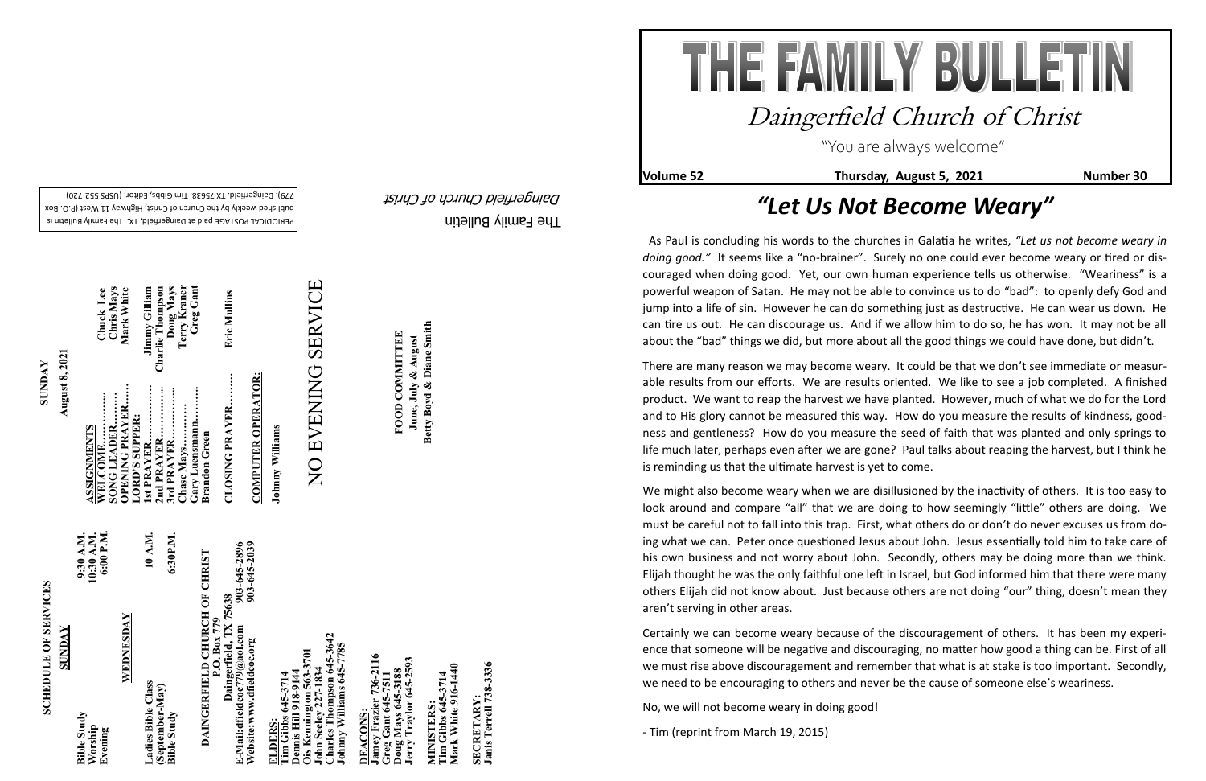# THE FAMILY BULLETIN

## Daingerfield Church of Christ

"You are always welcome"

**Volume 52** **Thursday, August 5, 2021** **Number 30**

## *"Let Us Not Become Weary"*

As Paul is concluding his words to the churches in Galatia he writes, *"Let us not become weary in doing good."* It seems like a "no-brainer". Surely no one could ever become weary or tired or discouraged when doing good. Yet, our own human experience tells us otherwise. "Weariness" is a powerful weapon of Satan. He may not be able to convince us to do "bad": to openly defy God and jump into a life of sin. However he can do something just as destructive. He can wear us down. He can tire us out. He can discourage us. And if we allow him to do so, he has won. It may not be all about the "bad" things we did, but more about all the good things we could have done, but didn't.

There are many reason we may become weary. It could be that we don't see immediate or measurable results from our efforts. We are results oriented. We like to see a job completed. A finished product. We want to reap the harvest we have planted. However, much of what we do for the Lord and to His glory cannot be measured this way. How do you measure the results of kindness, goodness and gentleness? How do you measure the seed of faith that was planted and only springs to life much later, perhaps even after we are gone? Paul talks about reaping the harvest, but I think he is reminding us that the ultimate harvest is yet to come.

We might also become weary when we are disillusioned by the inactivity of others. It is too easy to look around and compare "all" that we are doing to how seemingly "little" others are doing. We must be careful not to fall into this trap. First, what others do or don't do never excuses us from doing what we can. Peter once questioned Jesus about John. Jesus essentially told him to take care of his own business and not worry about John. Secondly, others may be doing more than we think. Elijah thought he was the only faithful one left in Israel, but God informed him that there were many others Elijah did not know about. Just because others are not doing "our" thing, doesn't mean they aren't serving in other areas.

Certainly we can become weary because of the discouragement of others. It has been my experience that someone will be negative and discouraging, no matter how good a thing can be. First of all we must rise above discouragement and remember that what is at stake is too important. Secondly, we need to be encouraging to others and never be the cause of someone else's weariness.

No, we will not become weary in doing good!

- Tim (reprint from March 19, 2015)

---

**SCHEDULE OF SERVICES**

**SUNDAY**

| | |
|---|---|
| Bible Study | 9:30 A.M. |
| Worship | 10:30 A.M. |
| Evening | 6:00 P.M. |

**WEDNESDAY**

| | |
|---|---|
| Ladies Bible Class (September-May) | 10 A.M. |
| Bible Study | 6:30P.M. |

**DAINGERFIELD CHURCH OF CHRIST**
P.O. Box 779
Daingerfield, TX 75638
E-Mail:dfieldcoc779@aol.com 903-645-2896
Website:www.dfieldcoc.org 903-645-2039

**ELDERS:**
Tim Gibbs 645-3714
Dennis Hill 918-9144
Ois Kennington 563-3701
John Seeley 227-1834
Charles Thompson 645-3642
Johnny Williams 645-7785

**DEACONS:**
Jamey Frazier 736-2116
Greg Gant 645-7511
Doug Mays 645-3188
Jerry Traylor 645-2593

**MINISTERS:**
Tim Gibbs 645-3714
Mark White 916-1440

**SECRETARY:**
Janis Terrell 738-3336

**SUNDAY**
**August 8, 2021**

**ASSIGNMENTS**

| | |
|---|---|
| WELCOME…………… | Chuck Lee |
| SONG LEADER……… | Chris Mays |
| OPENING PRAYER…… | Mark White |
| LORD'S SUPPER: | |
| 1st PRAYER…………… | Jimmy Gilliam |
| 2nd PRAYER…………… | Charlie Thompson |
| 3rd PRAYER…………… | Doug Mays |
| Chase Mays……….. | Terry Kraner |
| Gary Luensmann……… | Greg Gant |
| Brandon Green | |
| CLOSING PRAYER……… | Eric Mullins |

**COMPUTER OPERATOR:**
Johnny Williams

NO EVENING SERVICE

**FOOD COMMITTEE**
June, July & August
Betty Boyd & Diane Smith

The Family Bulletin
*Daingerfield Church of Christ*

PERIODICAL POSTAGE paid at Daingerfield, TX. The Family Bulletin is published weekly by the Church of Christ, Highway 11 West (P.O. Box 779), Daingerfield, TX 75638. Tim Gibbs, Editor. (USPS 552-720)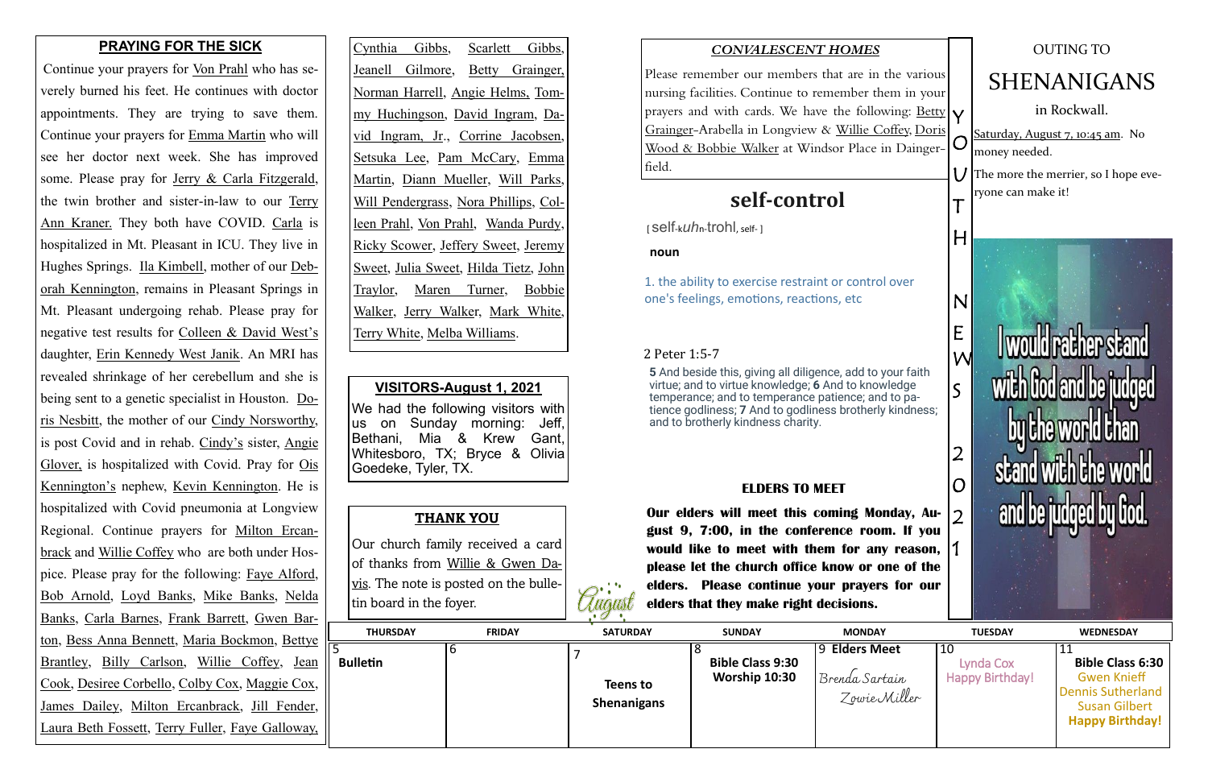## PRAYING FOR THE SICK

Continue your prayers for Von Prahl who has severely burned his feet. He continues with doctor appointments. They are trying to save them. Continue your prayers for Emma Martin who will see her doctor next week. She has improved some. Please pray for Jerry & Carla Fitzgerald, the twin brother and sister-in-law to our Terry Ann Kraner. They both have COVID. Carla is hospitalized in Mt. Pleasant in ICU. They live in Hughes Springs. Ila Kimbell, mother of our Deborah Kennington, remains in Pleasant Springs in Mt. Pleasant undergoing rehab. Please pray for negative test results for Colleen & David West's daughter, Erin Kennedy West Janik. An MRI has revealed shrinkage of her cerebellum and she is being sent to a genetic specialist in Houston. Doris Nesbitt, the mother of our Cindy Norsworthy, is post Covid and in rehab. Cindy's sister, Angie Glover, is hospitalized with Covid. Pray for Ois Kennington's nephew, Kevin Kennington. He is hospitalized with Covid pneumonia at Longview Regional. Continue prayers for Milton Ercanbrack and Willie Coffey who are both under Hospice. Please pray for the following: Faye Alford, Bob Arnold, Loyd Banks, Mike Banks, Nelda Banks, Carla Barnes, Frank Barrett, Gwen Barton, Bess Anna Bennett, Maria Bockmon, Bettye Brantley, Billy Carlson, Willie Coffey, Jean Cook, Desiree Corbello, Colby Cox, Maggie Cox, James Dailey, Milton Ercanbrack, Jill Fender, Laura Beth Fossett, Terry Fuller, Faye Galloway, Cynthia Gibbs, Scarlett Gibbs, Jeanell Gilmore, Betty Grainger, Norman Harrell, Angie Helms, Tommy Huchingson, David Ingram, David Ingram, Jr., Corrine Jacobsen, Setsuka Lee, Pam McCary, Emma Martin, Diann Mueller, Will Parks, Will Pendergrass, Nora Phillips, Colleen Prahl, Von Prahl, Wanda Purdy, Ricky Scower, Jeffery Sweet, Jeremy Sweet, Julia Sweet, Hilda Tietz, John Traylor, Maren Turner, Bobbie Walker, Jerry Walker, Mark White, Terry White, Melba Williams.

## VISITORS-August 1, 2021

We had the following visitors with us on Sunday morning: Jeff, Bethani, Mia & Krew Gant, Whitesboro, TX; Bryce & Olivia Goedeke, Tyler, TX.

## THANK YOU

Our church family received a card of thanks from Willie & Gwen Davis. The note is posted on the bulletin board in the foyer.

## *CONVALESCENT HOMES*

Please remember our members that are in the various nursing facilities. Continue to remember them in your prayers and with cards. We have the following: Betty Grainger-Arabella in Longview & Willie Coffey, Doris Wood & Bobbie Walker at Windsor Place in Daingerfield.

## self-control

[ self-kuhn-trohl, self- ]

**noun**

1. the ability to exercise restraint or control over one's feelings, emotions, reactions, etc

2 Peter 1:5-7

**5** And beside this, giving all diligence, add to your faith virtue; and to virtue knowledge; **6** And to knowledge temperance; and to temperance patience; and to patience godliness; **7** And to godliness brotherly kindness; and to brotherly kindness charity.

## ELDERS TO MEET

**Our elders will meet this coming Monday, August 9, 7:00, in the conference room. If you would like to meet with them for any reason, please let the church office know or one of the elders. Please continue your prayers for our elders that they make right decisions.**

## YOUTH NEWS 2021

OUTING TO

## SHENANIGANS

in Rockwall.

Saturday, August 7, 10:45 am. No money needed.

The more the merrier, so I hope everyone can make it!

I would rather stand with God and be judged by the world than stand with the world and be judged by God.

August

| THURSDAY | FRIDAY | SATURDAY | SUNDAY | MONDAY | TUESDAY | WEDNESDAY |
|---|---|---|---|---|---|---|
| 5 **Bulletin** | 6 | 7 **Teens to Shenanigans** | 8 **Bible Class 9:30** **Worship 10:30** | 9 **Elders Meet** Brenda Sartain Zowie Miller | 10 Lynda Cox Happy Birthday! | 11 **Bible Class 6:30** Gwen Knieff Dennis Sutherland Susan Gilbert **Happy Birthday!** |